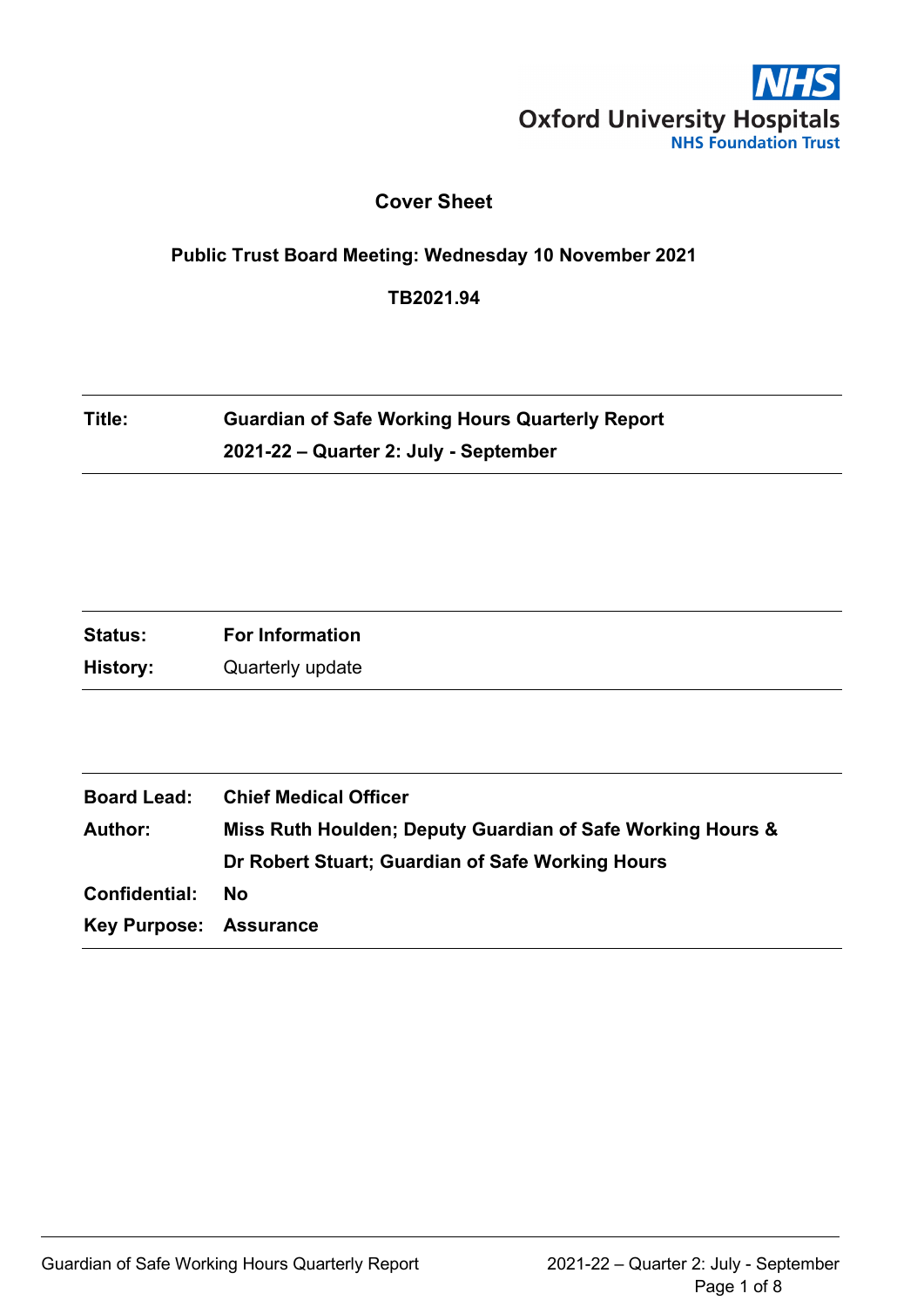Oxford University Hospitals
NHS Foundation Trust

# Cover Sheet

**Public Trust Board Meeting: Wednesday 10 November 2021**

**TB2021.94**

| | |
|---|---|
| **Title:** | **Guardian of Safe Working Hours Quarterly Report** **2021-22 – Quarter 2: July - September** |

| | |
|---|---|
| **Status:** | **For Information** |
| **History:** | Quarterly update |

| | |
|---|---|
| **Board Lead:** | **Chief Medical Officer** |
| **Author:** | **Miss Ruth Houlden; Deputy Guardian of Safe Working Hours & Dr Robert Stuart; Guardian of Safe Working Hours** |
| **Confidential:** | **No** |
| **Key Purpose:** | **Assurance** |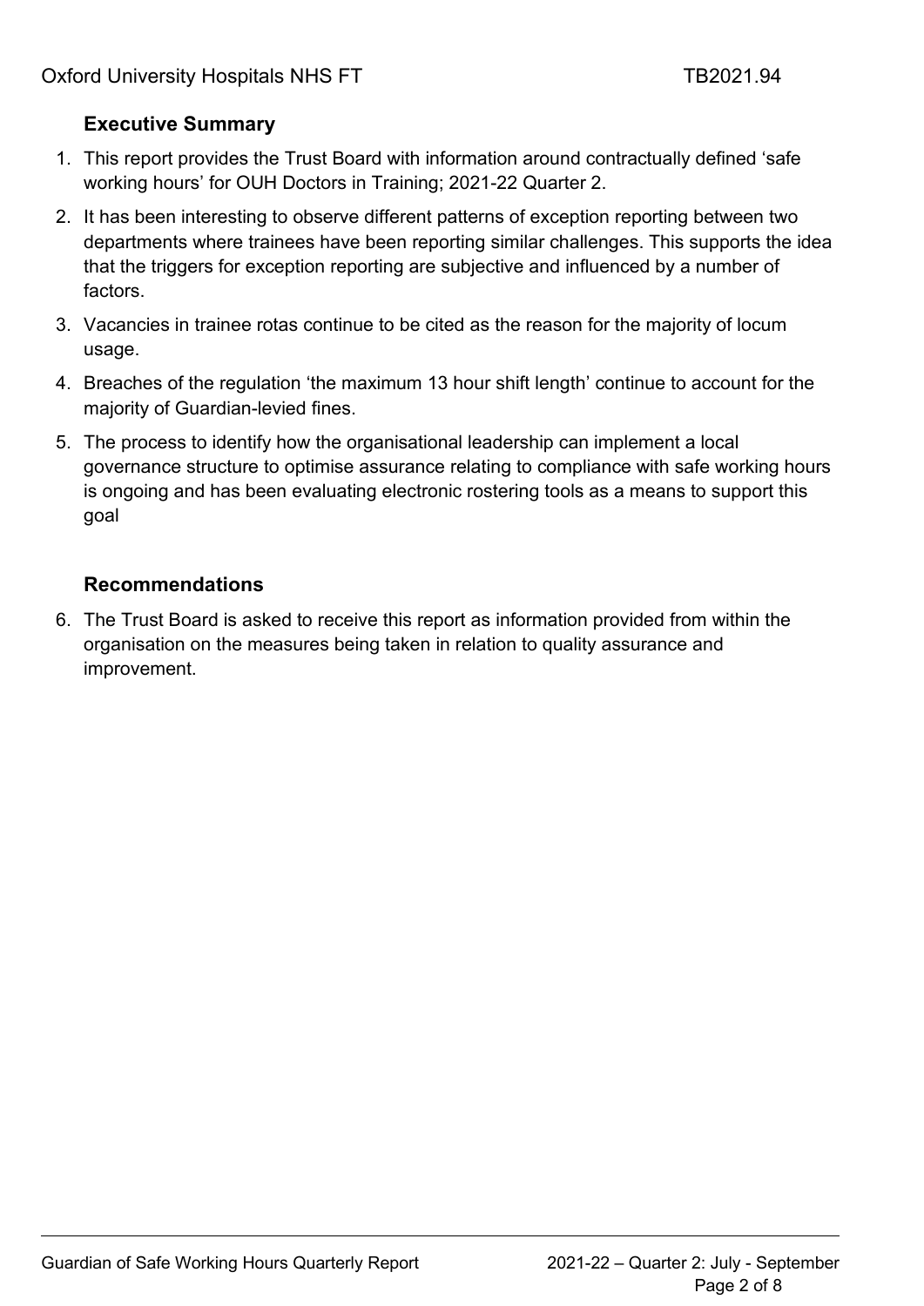## Executive Summary

1. This report provides the Trust Board with information around contractually defined 'safe working hours' for OUH Doctors in Training; 2021-22 Quarter 2.
2. It has been interesting to observe different patterns of exception reporting between two departments where trainees have been reporting similar challenges. This supports the idea that the triggers for exception reporting are subjective and influenced by a number of factors.
3. Vacancies in trainee rotas continue to be cited as the reason for the majority of locum usage.
4. Breaches of the regulation 'the maximum 13 hour shift length' continue to account for the majority of Guardian-levied fines.
5. The process to identify how the organisational leadership can implement a local governance structure to optimise assurance relating to compliance with safe working hours is ongoing and has been evaluating electronic rostering tools as a means to support this goal

## Recommendations

6. The Trust Board is asked to receive this report as information provided from within the organisation on the measures being taken in relation to quality assurance and improvement.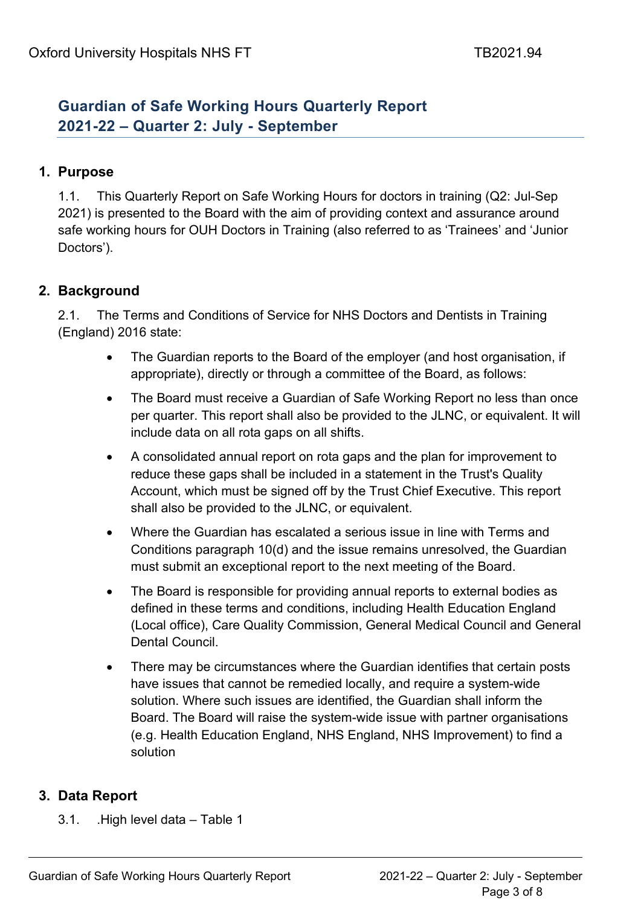## Guardian of Safe Working Hours Quarterly Report
## 2021-22 – Quarter 2: July - September

### 1. Purpose

1.1. This Quarterly Report on Safe Working Hours for doctors in training (Q2: Jul-Sep 2021) is presented to the Board with the aim of providing context and assurance around safe working hours for OUH Doctors in Training (also referred to as 'Trainees' and 'Junior Doctors').

### 2. Background

2.1. The Terms and Conditions of Service for NHS Doctors and Dentists in Training (England) 2016 state:

- The Guardian reports to the Board of the employer (and host organisation, if appropriate), directly or through a committee of the Board, as follows:
- The Board must receive a Guardian of Safe Working Report no less than once per quarter. This report shall also be provided to the JLNC, or equivalent. It will include data on all rota gaps on all shifts.
- A consolidated annual report on rota gaps and the plan for improvement to reduce these gaps shall be included in a statement in the Trust's Quality Account, which must be signed off by the Trust Chief Executive. This report shall also be provided to the JLNC, or equivalent.
- Where the Guardian has escalated a serious issue in line with Terms and Conditions paragraph 10(d) and the issue remains unresolved, the Guardian must submit an exceptional report to the next meeting of the Board.
- The Board is responsible for providing annual reports to external bodies as defined in these terms and conditions, including Health Education England (Local office), Care Quality Commission, General Medical Council and General Dental Council.
- There may be circumstances where the Guardian identifies that certain posts have issues that cannot be remedied locally, and require a system-wide solution. Where such issues are identified, the Guardian shall inform the Board. The Board will raise the system-wide issue with partner organisations (e.g. Health Education England, NHS England, NHS Improvement) to find a solution

### 3. Data Report

3.1. .High level data – Table 1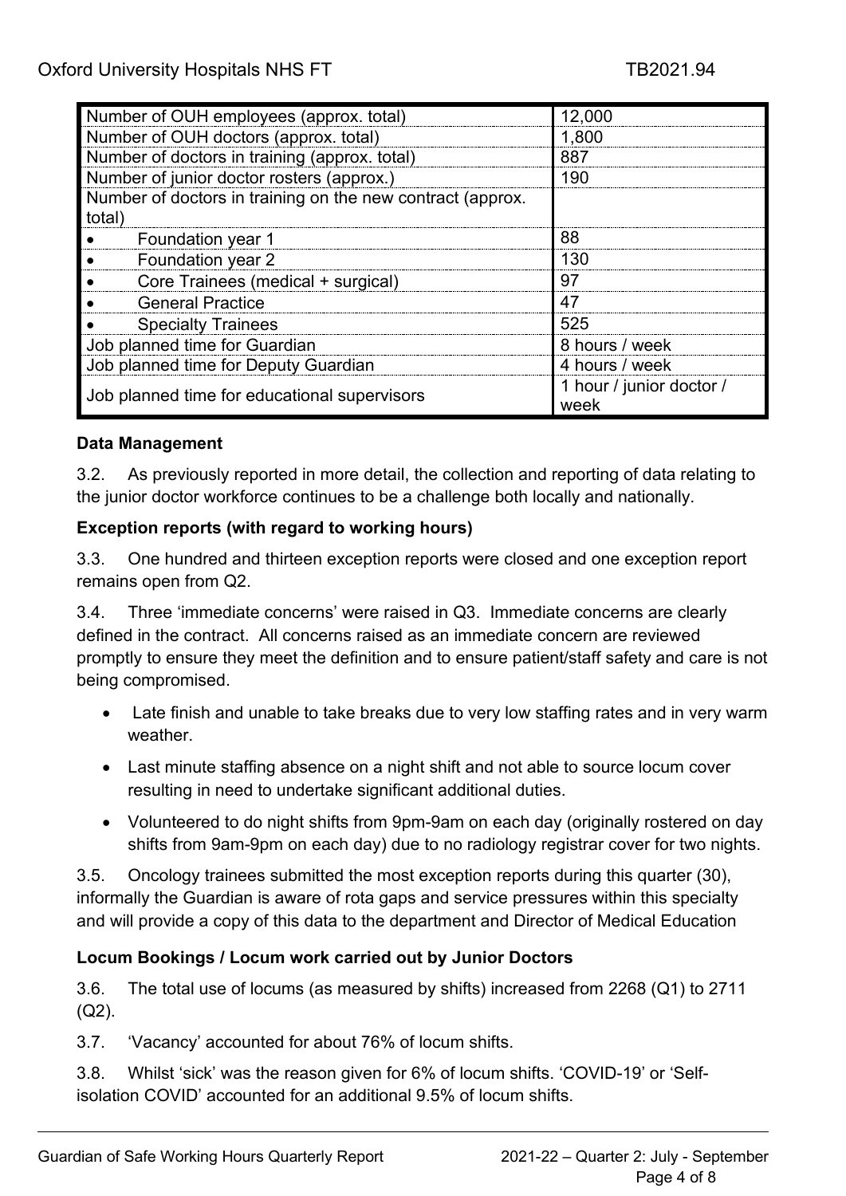| Number of OUH employees (approx. total) | 12,000 |
|---|---|
| Number of OUH doctors (approx. total) | 1,800 |
| Number of doctors in training (approx. total) | 887 |
| Number of junior doctor rosters (approx.) | 190 |
| Number of doctors in training on the new contract (approx. total) | |
| • Foundation year 1 | 88 |
| • Foundation year 2 | 130 |
| • Core Trainees (medical + surgical) | 97 |
| • General Practice | 47 |
| • Specialty Trainees | 525 |
| Job planned time for Guardian | 8 hours / week |
| Job planned time for Deputy Guardian | 4 hours / week |
| Job planned time for educational supervisors | 1 hour / junior doctor / week |

**Data Management**

3.2. As previously reported in more detail, the collection and reporting of data relating to the junior doctor workforce continues to be a challenge both locally and nationally.

**Exception reports (with regard to working hours)**

3.3. One hundred and thirteen exception reports were closed and one exception report remains open from Q2.

3.4. Three 'immediate concerns' were raised in Q3. Immediate concerns are clearly defined in the contract. All concerns raised as an immediate concern are reviewed promptly to ensure they meet the definition and to ensure patient/staff safety and care is not being compromised.

- Late finish and unable to take breaks due to very low staffing rates and in very warm weather.
- Last minute staffing absence on a night shift and not able to source locum cover resulting in need to undertake significant additional duties.
- Volunteered to do night shifts from 9pm-9am on each day (originally rostered on day shifts from 9am-9pm on each day) due to no radiology registrar cover for two nights.

3.5. Oncology trainees submitted the most exception reports during this quarter (30), informally the Guardian is aware of rota gaps and service pressures within this specialty and will provide a copy of this data to the department and Director of Medical Education

**Locum Bookings / Locum work carried out by Junior Doctors**

3.6. The total use of locums (as measured by shifts) increased from 2268 (Q1) to 2711 (Q2).

3.7. 'Vacancy' accounted for about 76% of locum shifts.

3.8. Whilst 'sick' was the reason given for 6% of locum shifts. 'COVID-19' or 'Self-isolation COVID' accounted for an additional 9.5% of locum shifts.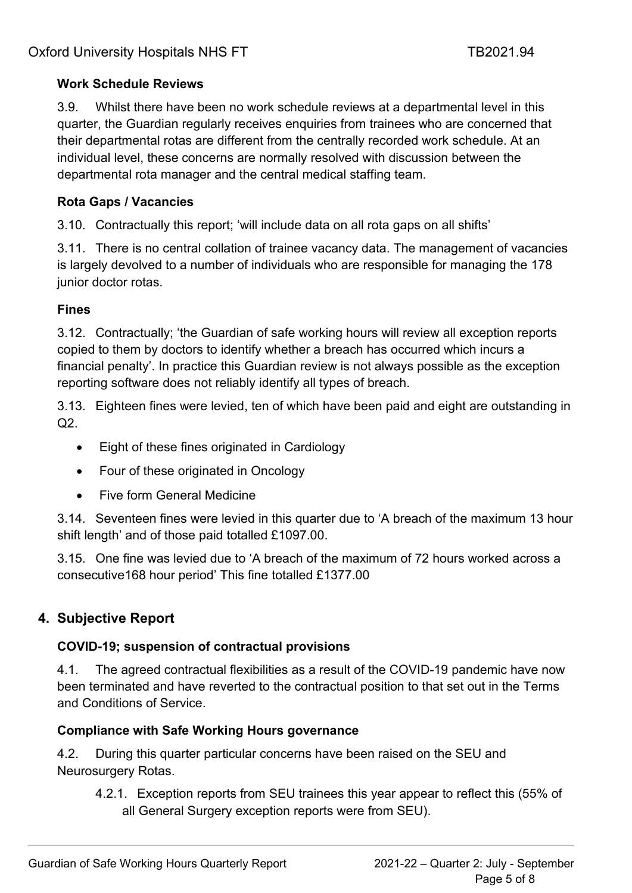**Work Schedule Reviews**

3.9. Whilst there have been no work schedule reviews at a departmental level in this quarter, the Guardian regularly receives enquiries from trainees who are concerned that their departmental rotas are different from the centrally recorded work schedule. At an individual level, these concerns are normally resolved with discussion between the departmental rota manager and the central medical staffing team.

**Rota Gaps / Vacancies**

3.10. Contractually this report; 'will include data on all rota gaps on all shifts'

3.11. There is no central collation of trainee vacancy data. The management of vacancies is largely devolved to a number of individuals who are responsible for managing the 178 junior doctor rotas.

**Fines**

3.12. Contractually; 'the Guardian of safe working hours will review all exception reports copied to them by doctors to identify whether a breach has occurred which incurs a financial penalty'. In practice this Guardian review is not always possible as the exception reporting software does not reliably identify all types of breach.

3.13. Eighteen fines were levied, ten of which have been paid and eight are outstanding in Q2.

- Eight of these fines originated in Cardiology
- Four of these originated in Oncology
- Five form General Medicine

3.14. Seventeen fines were levied in this quarter due to 'A breach of the maximum 13 hour shift length' and of those paid totalled £1097.00.

3.15. One fine was levied due to 'A breach of the maximum of 72 hours worked across a consecutive168 hour period' This fine totalled £1377.00

## 4. Subjective Report

**COVID-19; suspension of contractual provisions**

4.1. The agreed contractual flexibilities as a result of the COVID-19 pandemic have now been terminated and have reverted to the contractual position to that set out in the Terms and Conditions of Service.

**Compliance with Safe Working Hours governance**

4.2. During this quarter particular concerns have been raised on the SEU and Neurosurgery Rotas.

4.2.1. Exception reports from SEU trainees this year appear to reflect this (55% of all General Surgery exception reports were from SEU).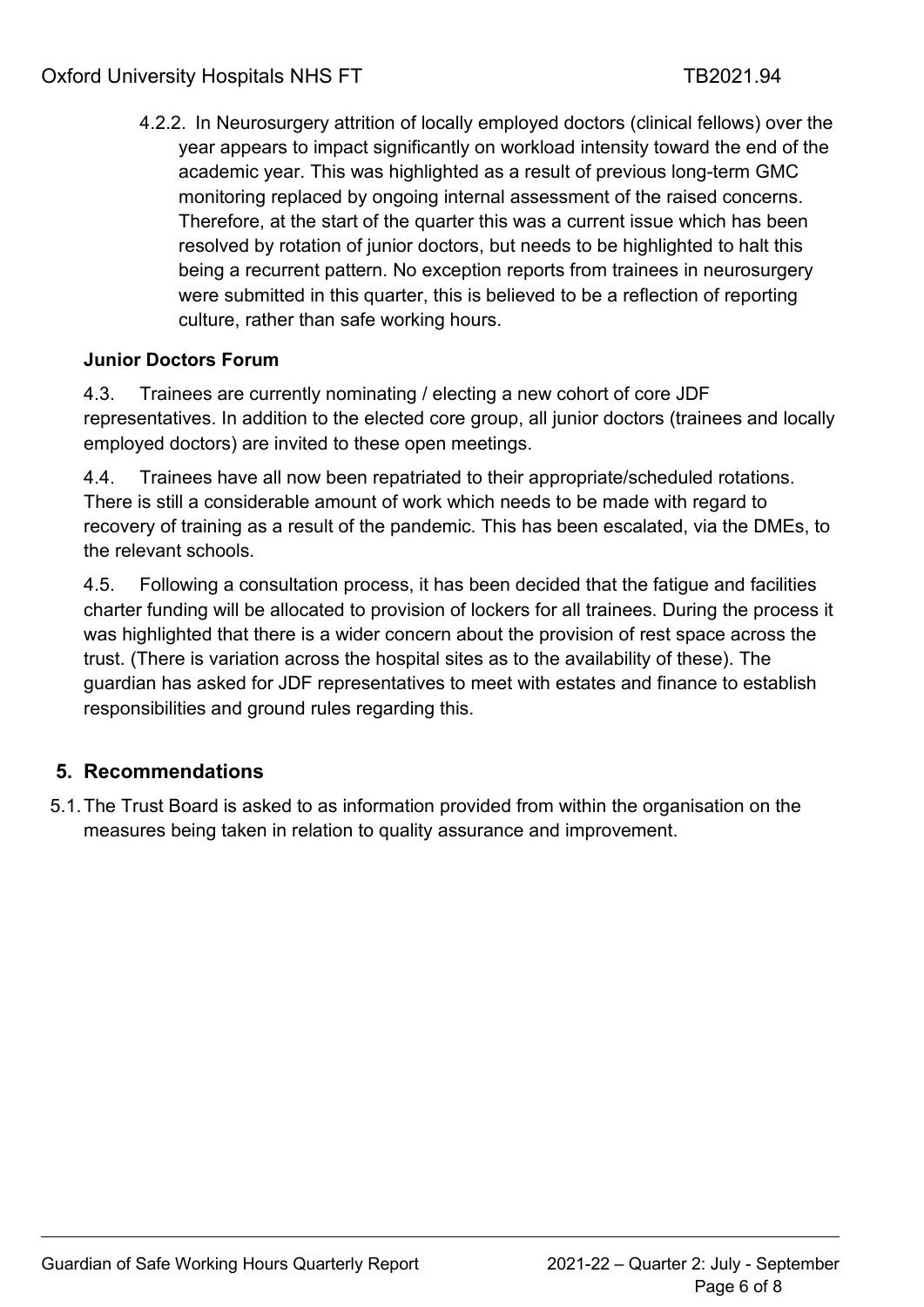4.2.2. In Neurosurgery attrition of locally employed doctors (clinical fellows) over the year appears to impact significantly on workload intensity toward the end of the academic year. This was highlighted as a result of previous long-term GMC monitoring replaced by ongoing internal assessment of the raised concerns. Therefore, at the start of the quarter this was a current issue which has been resolved by rotation of junior doctors, but needs to be highlighted to halt this being a recurrent pattern. No exception reports from trainees in neurosurgery were submitted in this quarter, this is believed to be a reflection of reporting culture, rather than safe working hours.

**Junior Doctors Forum**

4.3. Trainees are currently nominating / electing a new cohort of core JDF representatives. In addition to the elected core group, all junior doctors (trainees and locally employed doctors) are invited to these open meetings.

4.4. Trainees have all now been repatriated to their appropriate/scheduled rotations. There is still a considerable amount of work which needs to be made with regard to recovery of training as a result of the pandemic. This has been escalated, via the DMEs, to the relevant schools.

4.5. Following a consultation process, it has been decided that the fatigue and facilities charter funding will be allocated to provision of lockers for all trainees. During the process it was highlighted that there is a wider concern about the provision of rest space across the trust. (There is variation across the hospital sites as to the availability of these). The guardian has asked for JDF representatives to meet with estates and finance to establish responsibilities and ground rules regarding this.

## 5. Recommendations

5.1. The Trust Board is asked to as information provided from within the organisation on the measures being taken in relation to quality assurance and improvement.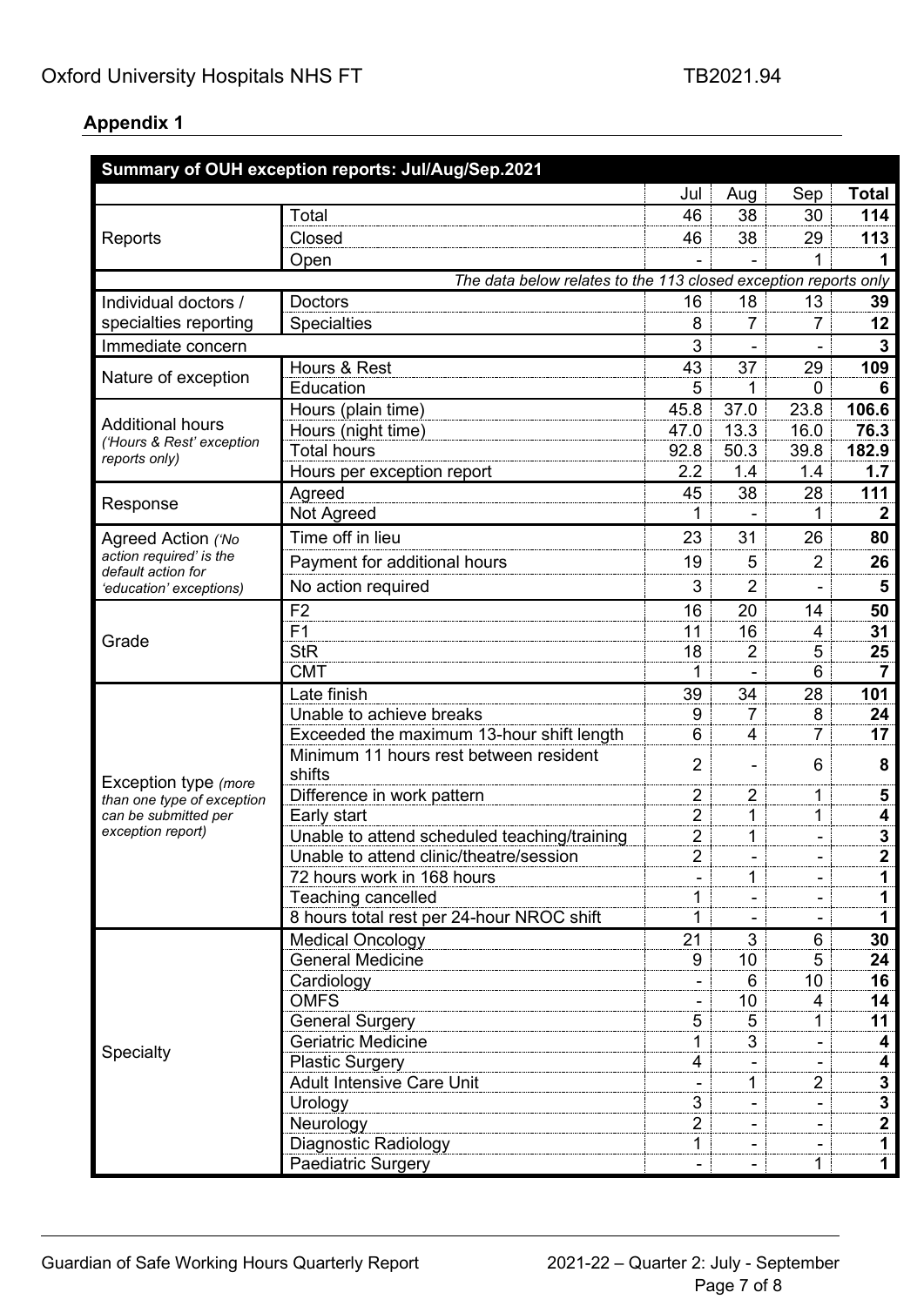## Appendix 1

| Summary of OUH exception reports: Jul/Aug/Sep.2021 | | | | | |
|---|---|---|---|---|---|
| | | Jul | Aug | Sep | **Total** |
| Reports | Total | 46 | 38 | 30 | **114** |
| | Closed | 46 | 38 | 29 | **113** |
| | Open | - | - | 1 | **1** |
| *The data below relates to the 113 closed exception reports only* | | | | | |
| Individual doctors / specialties reporting | Doctors | 16 | 18 | 13 | **39** |
| | Specialties | 8 | 7 | 7 | **12** |
| Immediate concern | | 3 | - | - | **3** |
| Nature of exception | Hours & Rest | 43 | 37 | 29 | **109** |
| | Education | 5 | 1 | 0 | **6** |
| Additional hours *('Hours & Rest' exception reports only)* | Hours (plain time) | 45.8 | 37.0 | 23.8 | **106.6** |
| | Hours (night time) | 47.0 | 13.3 | 16.0 | **76.3** |
| | Total hours | 92.8 | 50.3 | 39.8 | **182.9** |
| | Hours per exception report | 2.2 | 1.4 | 1.4 | **1.7** |
| Response | Agreed | 45 | 38 | 28 | **111** |
| | Not Agreed | 1 | - | 1 | **2** |
| Agreed Action *('No action required' is the default action for 'education' exceptions)* | Time off in lieu | 23 | 31 | 26 | **80** |
| | Payment for additional hours | 19 | 5 | 2 | **26** |
| | No action required | 3 | 2 | - | **5** |
| Grade | F2 | 16 | 20 | 14 | **50** |
| | F1 | 11 | 16 | 4 | **31** |
| | StR | 18 | 2 | 5 | **25** |
| | CMT | 1 | - | 6 | **7** |
| Exception type *(more than one type of exception can be submitted per exception report)* | Late finish | 39 | 34 | 28 | **101** |
| | Unable to achieve breaks | 9 | 7 | 8 | **24** |
| | Exceeded the maximum 13-hour shift length | 6 | 4 | 7 | **17** |
| | Minimum 11 hours rest between resident shifts | 2 | - | 6 | **8** |
| | Difference in work pattern | 2 | 2 | 1 | **5** |
| | Early start | 2 | 1 | 1 | **4** |
| | Unable to attend scheduled teaching/training | 2 | 1 | - | **3** |
| | Unable to attend clinic/theatre/session | 2 | - | - | **2** |
| | 72 hours work in 168 hours | - | 1 | - | **1** |
| | Teaching cancelled | 1 | - | - | **1** |
| | 8 hours total rest per 24-hour NROC shift | 1 | - | - | **1** |
| Specialty | Medical Oncology | 21 | 3 | 6 | **30** |
| | General Medicine | 9 | 10 | 5 | **24** |
| | Cardiology | - | 6 | 10 | **16** |
| | OMFS | - | 10 | 4 | **14** |
| | General Surgery | 5 | 5 | 1 | **11** |
| | Geriatric Medicine | 1 | 3 | - | **4** |
| | Plastic Surgery | 4 | - | - | **4** |
| | Adult Intensive Care Unit | - | 1 | 2 | **3** |
| | Urology | 3 | - | - | **3** |
| | Neurology | 2 | - | - | **2** |
| | Diagnostic Radiology | 1 | - | - | **1** |
| | Paediatric Surgery | - | - | 1 | **1** |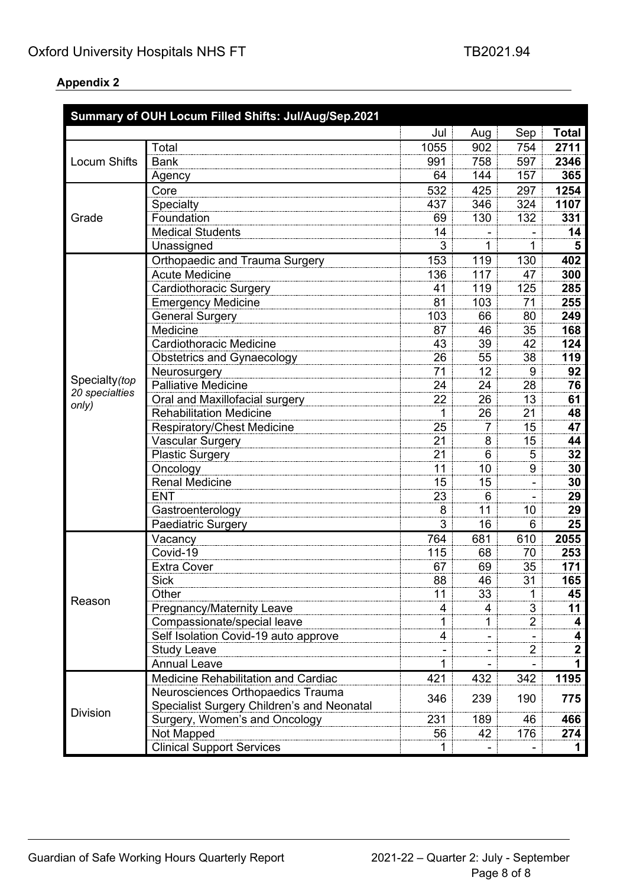**Appendix 2**

| Summary of OUH Locum Filled Shifts: Jul/Aug/Sep.2021 | | | | | |
|---|---|---|---|---|---|
| | | Jul | Aug | Sep | **Total** |
| Locum Shifts | Total | 1055 | 902 | 754 | **2711** |
| | Bank | 991 | 758 | 597 | **2346** |
| | Agency | 64 | 144 | 157 | **365** |
| Grade | Core | 532 | 425 | 297 | **1254** |
| | Specialty | 437 | 346 | 324 | **1107** |
| | Foundation | 69 | 130 | 132 | **331** |
| | Medical Students | 14 | - | - | **14** |
| | Unassigned | 3 | 1 | 1 | **5** |
| Specialty *(top 20 specialties only)* | Orthopaedic and Trauma Surgery | 153 | 119 | 130 | **402** |
| | Acute Medicine | 136 | 117 | 47 | **300** |
| | Cardiothoracic Surgery | 41 | 119 | 125 | **285** |
| | Emergency Medicine | 81 | 103 | 71 | **255** |
| | General Surgery | 103 | 66 | 80 | **249** |
| | Medicine | 87 | 46 | 35 | **168** |
| | Cardiothoracic Medicine | 43 | 39 | 42 | **124** |
| | Obstetrics and Gynaecology | 26 | 55 | 38 | **119** |
| | Neurosurgery | 71 | 12 | 9 | **92** |
| | Palliative Medicine | 24 | 24 | 28 | **76** |
| | Oral and Maxillofacial surgery | 22 | 26 | 13 | **61** |
| | Rehabilitation Medicine | 1 | 26 | 21 | **48** |
| | Respiratory/Chest Medicine | 25 | 7 | 15 | **47** |
| | Vascular Surgery | 21 | 8 | 15 | **44** |
| | Plastic Surgery | 21 | 6 | 5 | **32** |
| | Oncology | 11 | 10 | 9 | **30** |
| | Renal Medicine | 15 | 15 | - | **30** |
| | ENT | 23 | 6 | - | **29** |
| | Gastroenterology | 8 | 11 | 10 | **29** |
| | Paediatric Surgery | 3 | 16 | 6 | **25** |
| Reason | Vacancy | 764 | 681 | 610 | **2055** |
| | Covid-19 | 115 | 68 | 70 | **253** |
| | Extra Cover | 67 | 69 | 35 | **171** |
| | Sick | 88 | 46 | 31 | **165** |
| | Other | 11 | 33 | 1 | **45** |
| | Pregnancy/Maternity Leave | 4 | 4 | 3 | **11** |
| | Compassionate/special leave | 1 | 1 | 2 | **4** |
| | Self Isolation Covid-19 auto approve | 4 | - | - | **4** |
| | Study Leave | - | - | 2 | **2** |
| | Annual Leave | 1 | - | - | **1** |
| Division | Medicine Rehabilitation and Cardiac | 421 | 432 | 342 | **1195** |
| | Neurosciences Orthopaedics Trauma Specialist Surgery Children's and Neonatal | 346 | 239 | 190 | **775** |
| | Surgery, Women's and Oncology | 231 | 189 | 46 | **466** |
| | Not Mapped | 56 | 42 | 176 | **274** |
| | Clinical Support Services | 1 | - | - | **1** |